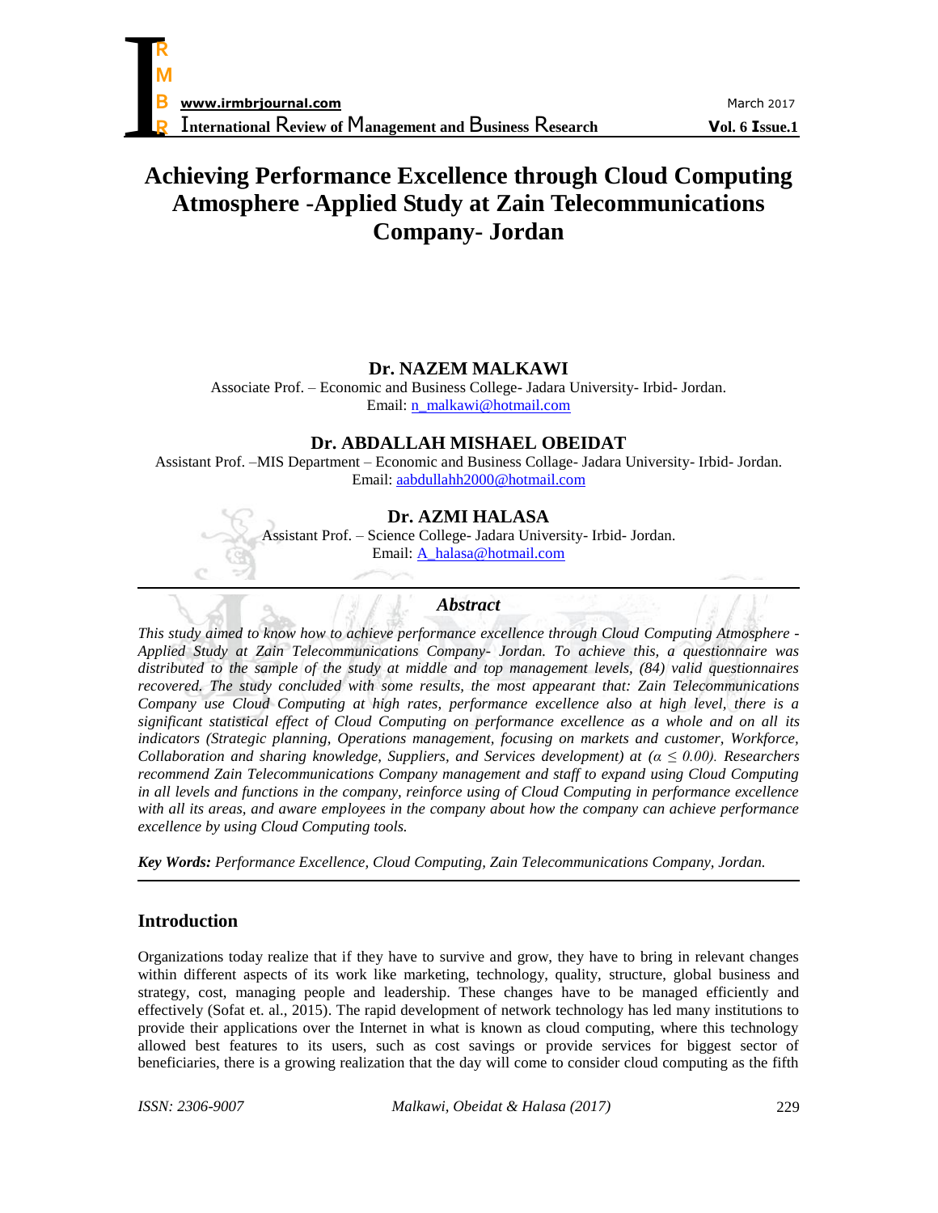# Achieving Performance Excellence through Cloud Computing Atmosphere -Applied Study at Zain Telecommunications Company- Jordan

**Dr. NAZEM MALKAWI**
Associate Prof. – Economic and Business College- Jadara University- Irbid- Jordan.
Email: n_malkawi@hotmail.com

**Dr. ABDALLAH MISHAEL OBEIDAT**
Assistant Prof. –MIS Department – Economic and Business Collage- Jadara University- Irbid- Jordan.
Email: aabdullahh2000@hotmail.com

**Dr. AZMI HALASA**
Assistant Prof. – Science College- Jadara University- Irbid- Jordan.
Email: A_halasa@hotmail.com

### *Abstract*

*This study aimed to know how to achieve performance excellence through Cloud Computing Atmosphere - Applied Study at Zain Telecommunications Company- Jordan. To achieve this, a questionnaire was distributed to the sample of the study at middle and top management levels, (84) valid questionnaires recovered. The study concluded with some results, the most appearant that: Zain Telecommunications Company use Cloud Computing at high rates, performance excellence also at high level, there is a significant statistical effect of Cloud Computing on performance excellence as a whole and on all its indicators (Strategic planning, Operations management, focusing on markets and customer, Workforce, Collaboration and sharing knowledge, Suppliers, and Services development) at ($\alpha \leq 0.00$). Researchers recommend Zain Telecommunications Company management and staff to expand using Cloud Computing in all levels and functions in the company, reinforce using of Cloud Computing in performance excellence with all its areas, and aware employees in the company about how the company can achieve performance excellence by using Cloud Computing tools.*

***Key Words:*** *Performance Excellence, Cloud Computing, Zain Telecommunications Company, Jordan.*

## Introduction

Organizations today realize that if they have to survive and grow, they have to bring in relevant changes within different aspects of its work like marketing, technology, quality, structure, global business and strategy, cost, managing people and leadership. These changes have to be managed efficiently and effectively (Sofat et. al., 2015). The rapid development of network technology has led many institutions to provide their applications over the Internet in what is known as cloud computing, where this technology allowed best features to its users, such as cost savings or provide services for biggest sector of beneficiaries, there is a growing realization that the day will come to consider cloud computing as the fifth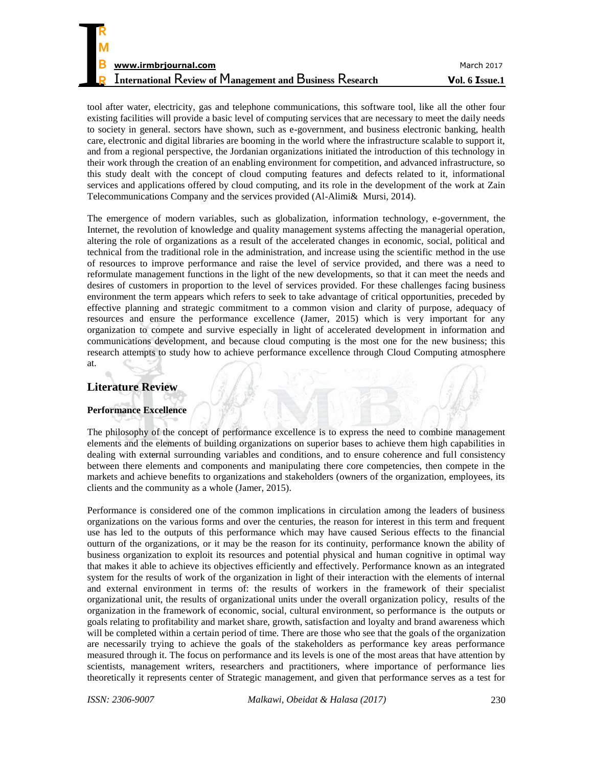tool after water, electricity, gas and telephone communications, this software tool, like all the other four existing facilities will provide a basic level of computing services that are necessary to meet the daily needs to society in general. sectors have shown, such as e-government, and business electronic banking, health care, electronic and digital libraries are booming in the world where the infrastructure scalable to support it, and from a regional perspective, the Jordanian organizations initiated the introduction of this technology in their work through the creation of an enabling environment for competition, and advanced infrastructure, so this study dealt with the concept of cloud computing features and defects related to it, informational services and applications offered by cloud computing, and its role in the development of the work at Zain Telecommunications Company and the services provided (Al-Alimi& Mursi, 2014).

The emergence of modern variables, such as globalization, information technology, e-government, the Internet, the revolution of knowledge and quality management systems affecting the managerial operation, altering the role of organizations as a result of the accelerated changes in economic, social, political and technical from the traditional role in the administration, and increase using the scientific method in the use of resources to improve performance and raise the level of service provided, and there was a need to reformulate management functions in the light of the new developments, so that it can meet the needs and desires of customers in proportion to the level of services provided. For these challenges facing business environment the term appears which refers to seek to take advantage of critical opportunities, preceded by effective planning and strategic commitment to a common vision and clarity of purpose, adequacy of resources and ensure the performance excellence (Jamer, 2015) which is very important for any organization to compete and survive especially in light of accelerated development in information and communications development, and because cloud computing is the most one for the new business; this research attempts to study how to achieve performance excellence through Cloud Computing atmosphere at.

## Literature Review

### Performance Excellence

The philosophy of the concept of performance excellence is to express the need to combine management elements and the elements of building organizations on superior bases to achieve them high capabilities in dealing with external surrounding variables and conditions, and to ensure coherence and full consistency between there elements and components and manipulating there core competencies, then compete in the markets and achieve benefits to organizations and stakeholders (owners of the organization, employees, its clients and the community as a whole (Jamer, 2015).

Performance is considered one of the common implications in circulation among the leaders of business organizations on the various forms and over the centuries, the reason for interest in this term and frequent use has led to the outputs of this performance which may have caused Serious effects to the financial outturn of the organizations, or it may be the reason for its continuity, performance known the ability of business organization to exploit its resources and potential physical and human cognitive in optimal way that makes it able to achieve its objectives efficiently and effectively. Performance known as an integrated system for the results of work of the organization in light of their interaction with the elements of internal and external environment in terms of: the results of workers in the framework of their specialist organizational unit, the results of organizational units under the overall organization policy, results of the organization in the framework of economic, social, cultural environment, so performance is the outputs or goals relating to profitability and market share, growth, satisfaction and loyalty and brand awareness which will be completed within a certain period of time. There are those who see that the goals of the organization are necessarily trying to achieve the goals of the stakeholders as performance key areas performance measured through it. The focus on performance and its levels is one of the most areas that have attention by scientists, management writers, researchers and practitioners, where importance of performance lies theoretically it represents center of Strategic management, and given that performance serves as a test for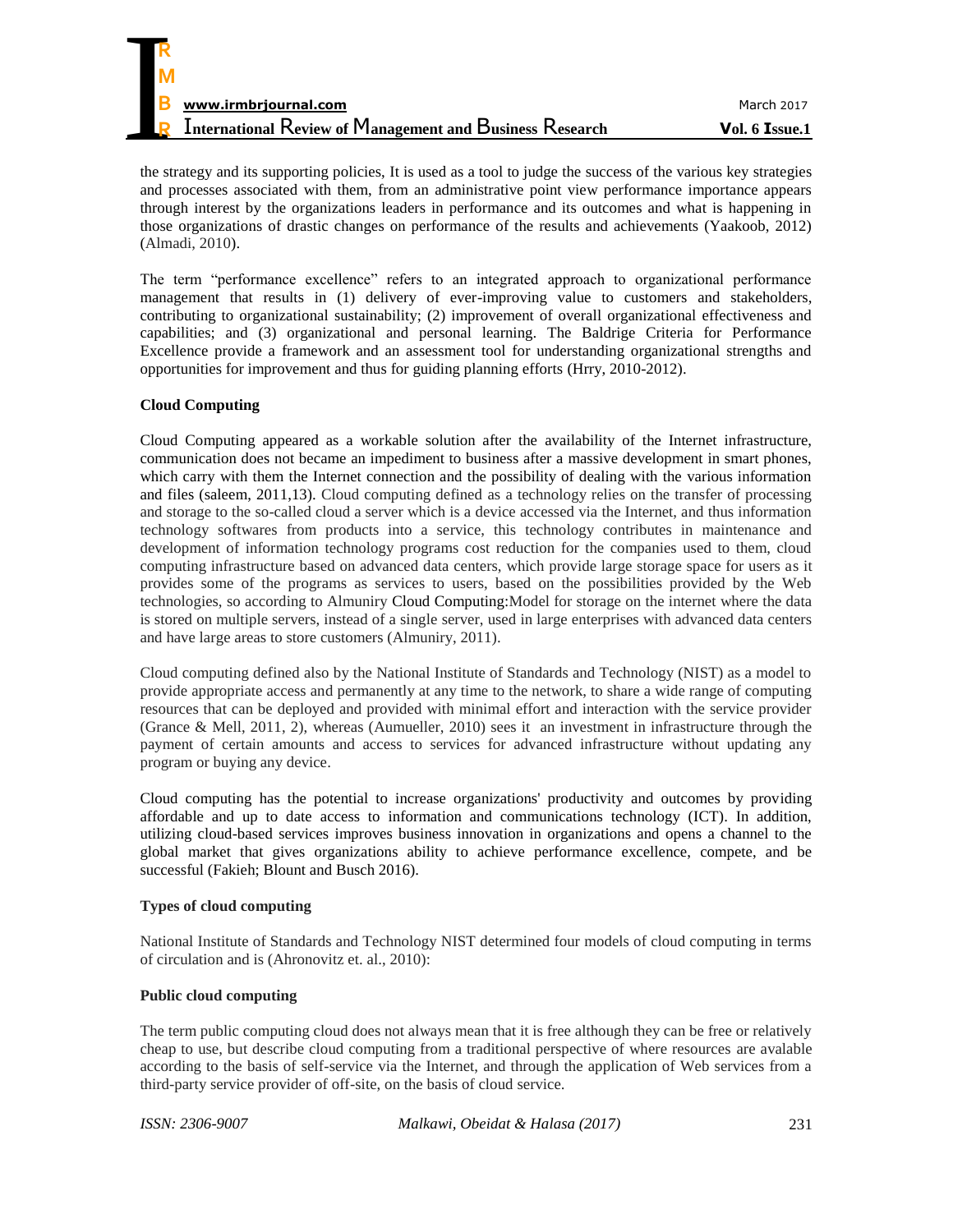the strategy and its supporting policies, It is used as a tool to judge the success of the various key strategies and processes associated with them, from an administrative point view performance importance appears through interest by the organizations leaders in performance and its outcomes and what is happening in those organizations of drastic changes on performance of the results and achievements (Yaakoob, 2012) (Almadi, 2010).

The term "performance excellence" refers to an integrated approach to organizational performance management that results in (1) delivery of ever-improving value to customers and stakeholders, contributing to organizational sustainability; (2) improvement of overall organizational effectiveness and capabilities; and (3) organizational and personal learning. The Baldrige Criteria for Performance Excellence provide a framework and an assessment tool for understanding organizational strengths and opportunities for improvement and thus for guiding planning efforts (Hrry, 2010-2012).

**Cloud Computing**

Cloud Computing appeared as a workable solution after the availability of the Internet infrastructure, communication does not became an impediment to business after a massive development in smart phones, which carry with them the Internet connection and the possibility of dealing with the various information and files (saleem, 2011,13). Cloud computing defined as a technology relies on the transfer of processing and storage to the so-called cloud a server which is a device accessed via the Internet, and thus information technology softwares from products into a service, this technology contributes in maintenance and development of information technology programs cost reduction for the companies used to them, cloud computing infrastructure based on advanced data centers, which provide large storage space for users as it provides some of the programs as services to users, based on the possibilities provided by the Web technologies, so according to Almuniry Cloud Computing:Model for storage on the internet where the data is stored on multiple servers, instead of a single server, used in large enterprises with advanced data centers and have large areas to store customers (Almuniry, 2011).

Cloud computing defined also by the National Institute of Standards and Technology (NIST) as a model to provide appropriate access and permanently at any time to the network, to share a wide range of computing resources that can be deployed and provided with minimal effort and interaction with the service provider (Grance & Mell, 2011, 2), whereas (Aumueller, 2010) sees it an investment in infrastructure through the payment of certain amounts and access to services for advanced infrastructure without updating any program or buying any device.

Cloud computing has the potential to increase organizations' productivity and outcomes by providing affordable and up to date access to information and communications technology (ICT). In addition, utilizing cloud-based services improves business innovation in organizations and opens a channel to the global market that gives organizations ability to achieve performance excellence, compete, and be successful (Fakieh; Blount and Busch 2016).

**Types of cloud computing**

National Institute of Standards and Technology NIST determined four models of cloud computing in terms of circulation and is (Ahronovitz et. al., 2010):

**Public cloud computing**

The term public computing cloud does not always mean that it is free although they can be free or relatively cheap to use, but describe cloud computing from a traditional perspective of where resources are avalable according to the basis of self-service via the Internet, and through the application of Web services from a third-party service provider of off-site, on the basis of cloud service.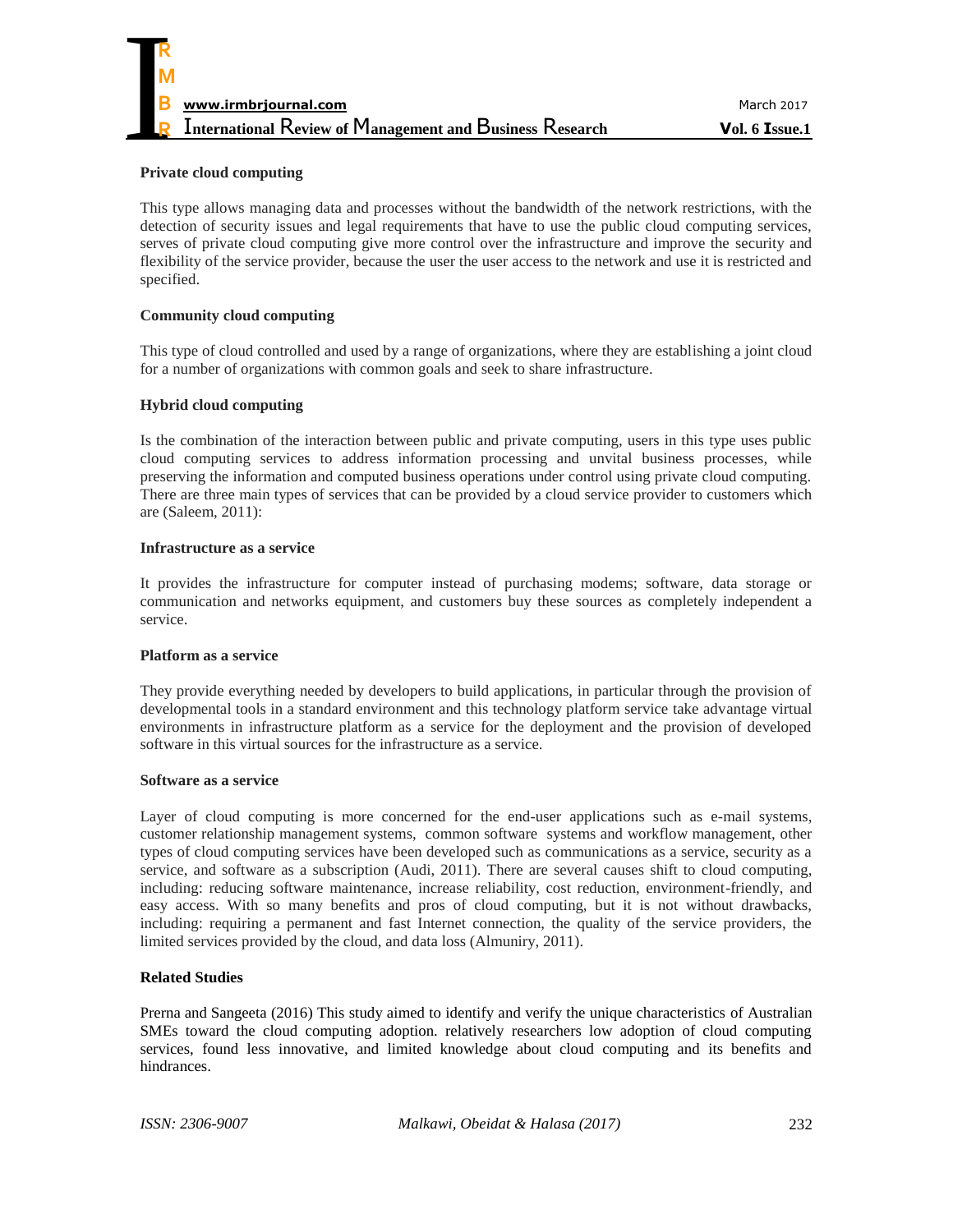**Private cloud computing**

This type allows managing data and processes without the bandwidth of the network restrictions, with the detection of security issues and legal requirements that have to use the public cloud computing services, serves of private cloud computing give more control over the infrastructure and improve the security and flexibility of the service provider, because the user the user access to the network and use it is restricted and specified.

**Community cloud computing**

This type of cloud controlled and used by a range of organizations, where they are establishing a joint cloud for a number of organizations with common goals and seek to share infrastructure.

**Hybrid cloud computing**

Is the combination of the interaction between public and private computing, users in this type uses public cloud computing services to address information processing and unvital business processes, while preserving the information and computed business operations under control using private cloud computing. There are three main types of services that can be provided by a cloud service provider to customers which are (Saleem, 2011):

**Infrastructure as a service**

It provides the infrastructure for computer instead of purchasing modems; software, data storage or communication and networks equipment, and customers buy these sources as completely independent a service.

**Platform as a service**

They provide everything needed by developers to build applications, in particular through the provision of developmental tools in a standard environment and this technology platform service take advantage virtual environments in infrastructure platform as a service for the deployment and the provision of developed software in this virtual sources for the infrastructure as a service.

**Software as a service**

Layer of cloud computing is more concerned for the end-user applications such as e-mail systems, customer relationship management systems, common software systems and workflow management, other types of cloud computing services have been developed such as communications as a service, security as a service, and software as a subscription (Audi, 2011). There are several causes shift to cloud computing, including: reducing software maintenance, increase reliability, cost reduction, environment-friendly, and easy access. With so many benefits and pros of cloud computing, but it is not without drawbacks, including: requiring a permanent and fast Internet connection, the quality of the service providers, the limited services provided by the cloud, and data loss (Almuniry, 2011).

**Related Studies**

Prerna and Sangeeta (2016) This study aimed to identify and verify the unique characteristics of Australian SMEs toward the cloud computing adoption. relatively researchers low adoption of cloud computing services, found less innovative, and limited knowledge about cloud computing and its benefits and hindrances.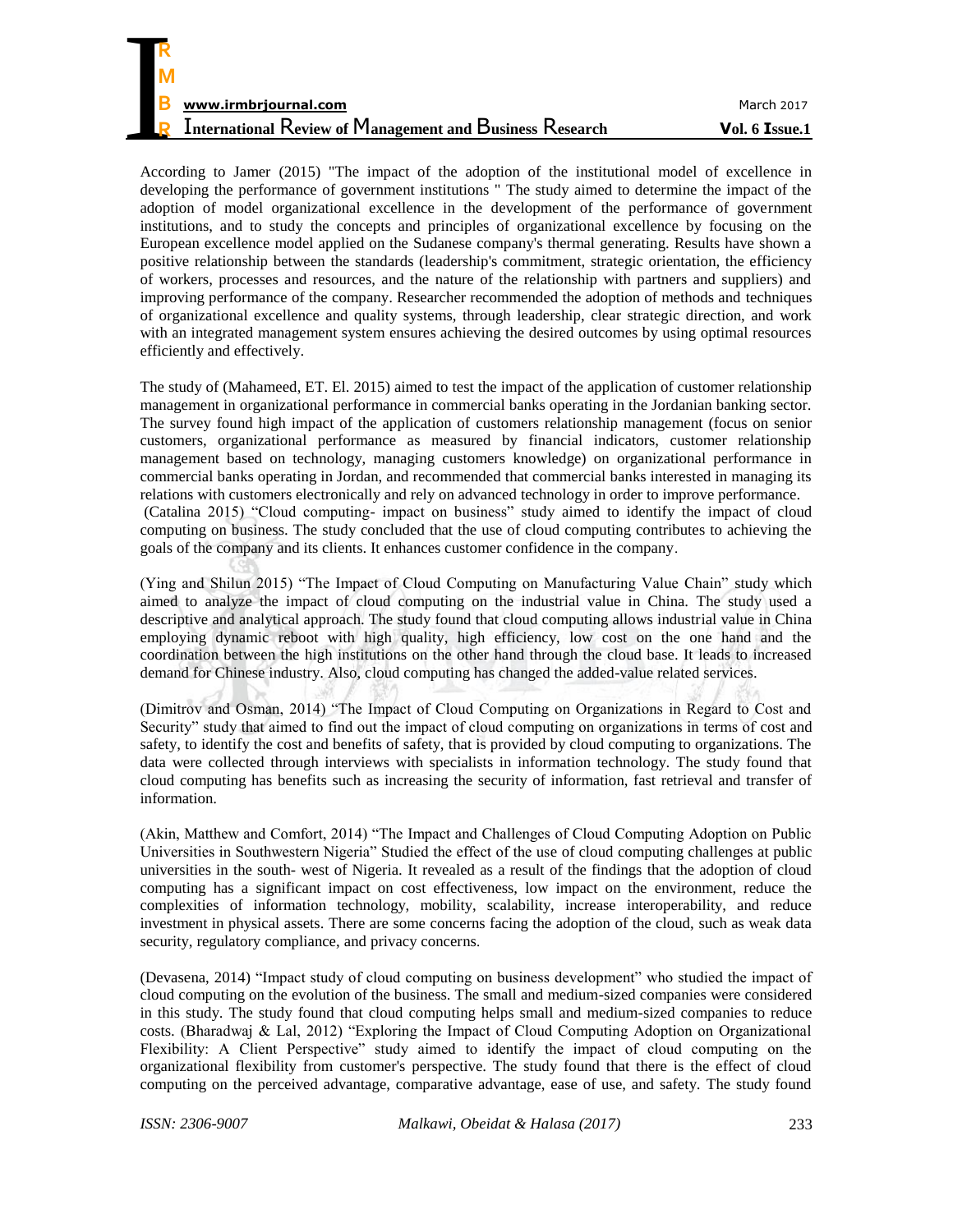According to Jamer (2015) "The impact of the adoption of the institutional model of excellence in developing the performance of government institutions " The study aimed to determine the impact of the adoption of model organizational excellence in the development of the performance of government institutions, and to study the concepts and principles of organizational excellence by focusing on the European excellence model applied on the Sudanese company's thermal generating. Results have shown a positive relationship between the standards (leadership's commitment, strategic orientation, the efficiency of workers, processes and resources, and the nature of the relationship with partners and suppliers) and improving performance of the company. Researcher recommended the adoption of methods and techniques of organizational excellence and quality systems, through leadership, clear strategic direction, and work with an integrated management system ensures achieving the desired outcomes by using optimal resources efficiently and effectively.

The study of (Mahameed, ET. El. 2015) aimed to test the impact of the application of customer relationship management in organizational performance in commercial banks operating in the Jordanian banking sector. The survey found high impact of the application of customers relationship management (focus on senior customers, organizational performance as measured by financial indicators, customer relationship management based on technology, managing customers knowledge) on organizational performance in commercial banks operating in Jordan, and recommended that commercial banks interested in managing its relations with customers electronically and rely on advanced technology in order to improve performance.
(Catalina 2015) "Cloud computing- impact on business" study aimed to identify the impact of cloud computing on business. The study concluded that the use of cloud computing contributes to achieving the goals of the company and its clients. It enhances customer confidence in the company.

(Ying and Shilun 2015) "The Impact of Cloud Computing on Manufacturing Value Chain" study which aimed to analyze the impact of cloud computing on the industrial value in China. The study used a descriptive and analytical approach. The study found that cloud computing allows industrial value in China employing dynamic reboot with high quality, high efficiency, low cost on the one hand and the coordination between the high institutions on the other hand through the cloud base. It leads to increased demand for Chinese industry. Also, cloud computing has changed the added-value related services.

(Dimitrov and Osman, 2014) "The Impact of Cloud Computing on Organizations in Regard to Cost and Security" study that aimed to find out the impact of cloud computing on organizations in terms of cost and safety, to identify the cost and benefits of safety, that is provided by cloud computing to organizations. The data were collected through interviews with specialists in information technology. The study found that cloud computing has benefits such as increasing the security of information, fast retrieval and transfer of information.

(Akin, Matthew and Comfort, 2014) "The Impact and Challenges of Cloud Computing Adoption on Public Universities in Southwestern Nigeria" Studied the effect of the use of cloud computing challenges at public universities in the south- west of Nigeria. It revealed as a result of the findings that the adoption of cloud computing has a significant impact on cost effectiveness, low impact on the environment, reduce the complexities of information technology, mobility, scalability, increase interoperability, and reduce investment in physical assets. There are some concerns facing the adoption of the cloud, such as weak data security, regulatory compliance, and privacy concerns.

(Devasena, 2014) "Impact study of cloud computing on business development" who studied the impact of cloud computing on the evolution of the business. The small and medium-sized companies were considered in this study. The study found that cloud computing helps small and medium-sized companies to reduce costs. (Bharadwaj & Lal, 2012) "Exploring the Impact of Cloud Computing Adoption on Organizational Flexibility: A Client Perspective" study aimed to identify the impact of cloud computing on the organizational flexibility from customer's perspective. The study found that there is the effect of cloud computing on the perceived advantage, comparative advantage, ease of use, and safety. The study found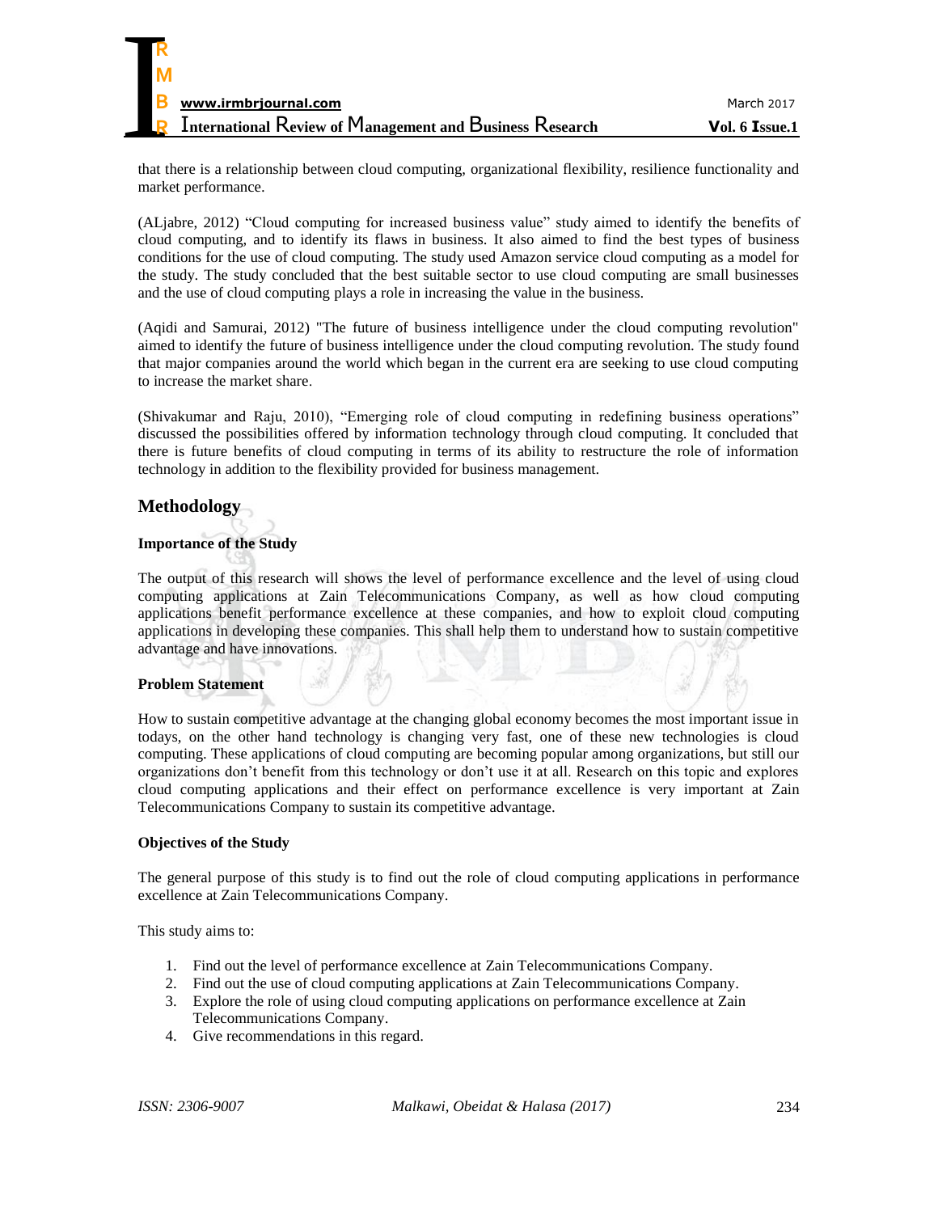that there is a relationship between cloud computing, organizational flexibility, resilience functionality and market performance.

(ALjabre, 2012) "Cloud computing for increased business value" study aimed to identify the benefits of cloud computing, and to identify its flaws in business. It also aimed to find the best types of business conditions for the use of cloud computing. The study used Amazon service cloud computing as a model for the study. The study concluded that the best suitable sector to use cloud computing are small businesses and the use of cloud computing plays a role in increasing the value in the business.

(Aqidi and Samurai, 2012) "The future of business intelligence under the cloud computing revolution" aimed to identify the future of business intelligence under the cloud computing revolution. The study found that major companies around the world which began in the current era are seeking to use cloud computing to increase the market share.

(Shivakumar and Raju, 2010), "Emerging role of cloud computing in redefining business operations" discussed the possibilities offered by information technology through cloud computing. It concluded that there is future benefits of cloud computing in terms of its ability to restructure the role of information technology in addition to the flexibility provided for business management.

## Methodology

### Importance of the Study

The output of this research will shows the level of performance excellence and the level of using cloud computing applications at Zain Telecommunications Company, as well as how cloud computing applications benefit performance excellence at these companies, and how to exploit cloud computing applications in developing these companies. This shall help them to understand how to sustain competitive advantage and have innovations.

### Problem Statement

How to sustain competitive advantage at the changing global economy becomes the most important issue in todays, on the other hand technology is changing very fast, one of these new technologies is cloud computing. These applications of cloud computing are becoming popular among organizations, but still our organizations don't benefit from this technology or don't use it at all. Research on this topic and explores cloud computing applications and their effect on performance excellence is very important at Zain Telecommunications Company to sustain its competitive advantage.

### Objectives of the Study

The general purpose of this study is to find out the role of cloud computing applications in performance excellence at Zain Telecommunications Company.

This study aims to:

1. Find out the level of performance excellence at Zain Telecommunications Company.
2. Find out the use of cloud computing applications at Zain Telecommunications Company.
3. Explore the role of using cloud computing applications on performance excellence at Zain Telecommunications Company.
4. Give recommendations in this regard.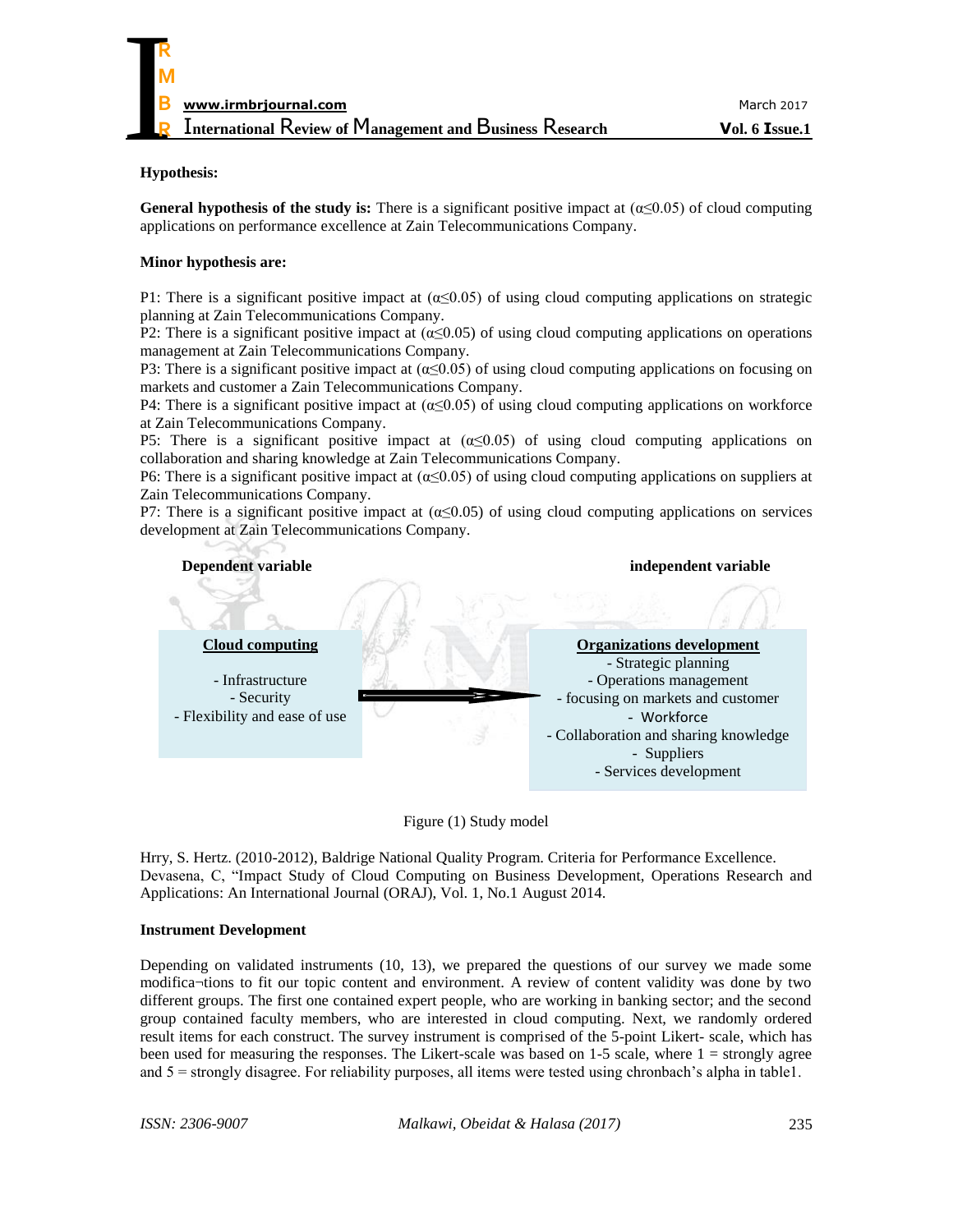**Hypothesis:**

**General hypothesis of the study is:** There is a significant positive impact at (α≤0.05) of cloud computing applications on performance excellence at Zain Telecommunications Company.

**Minor hypothesis are:**

P1: There is a significant positive impact at (α≤0.05) of using cloud computing applications on strategic planning at Zain Telecommunications Company.
P2: There is a significant positive impact at (α≤0.05) of using cloud computing applications on operations management at Zain Telecommunications Company.
P3: There is a significant positive impact at (α≤0.05) of using cloud computing applications on focusing on markets and customer a Zain Telecommunications Company.
P4: There is a significant positive impact at (α≤0.05) of using cloud computing applications on workforce at Zain Telecommunications Company.
P5: There is a significant positive impact at (α≤0.05) of using cloud computing applications on collaboration and sharing knowledge at Zain Telecommunications Company.
P6: There is a significant positive impact at (α≤0.05) of using cloud computing applications on suppliers at Zain Telecommunications Company.
P7: There is a significant positive impact at (α≤0.05) of using cloud computing applications on services development at Zain Telecommunications Company.

| Dependent variable | | independent variable |
|---|---|---|
| **Cloud computing**<br>- Infrastructure<br>- Security<br>- Flexibility and ease of use | → | **Organizations development**<br>- Strategic planning<br>- Operations management<br>- focusing on markets and customer<br>- Workforce<br>- Collaboration and sharing knowledge<br>- Suppliers<br>- Services development |

Figure (1) Study model

Hrry, S. Hertz. (2010-2012), Baldrige National Quality Program. Criteria for Performance Excellence.
Devasena, C, "Impact Study of Cloud Computing on Business Development, Operations Research and Applications: An International Journal (ORAJ), Vol. 1, No.1 August 2014.

**Instrument Development**

Depending on validated instruments (10, 13), we prepared the questions of our survey we made some modifica¬tions to fit our topic content and environment. A review of content validity was done by two different groups. The first one contained expert people, who are working in banking sector; and the second group contained faculty members, who are interested in cloud computing. Next, we randomly ordered result items for each construct. The survey instrument is comprised of the 5-point Likert- scale, which has been used for measuring the responses. The Likert-scale was based on 1-5 scale, where 1 = strongly agree and 5 = strongly disagree. For reliability purposes, all items were tested using chronbach's alpha in table1.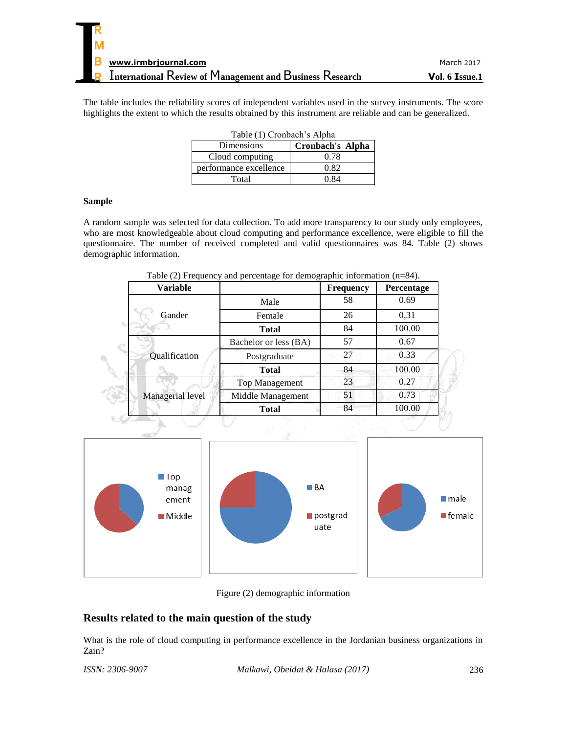The table includes the reliability scores of independent variables used in the survey instruments. The score highlights the extent to which the results obtained by this instrument are reliable and can be generalized.

Table (1) Cronbach's Alpha

| Dimensions | Cronbach's Alpha |
|---|---|
| Cloud computing | 0.78 |
| performance excellence | 0.82 |
| Total | 0.84 |

**Sample**

A random sample was selected for data collection. To add more transparency to our study only employees, who are most knowledgeable about cloud computing and performance excellence, were eligible to fill the questionnaire. The number of received completed and valid questionnaires was 84. Table (2) shows demographic information.

Table (2) Frequency and percentage for demographic information (n=84).

| Variable | | Frequency | Percentage |
|---|---|---|---|
| Gander | Male | 58 | 0.69 |
| | Female | 26 | 0,31 |
| | **Total** | 84 | 100.00 |
| Qualification | Bachelor or less (BA) | 57 | 0.67 |
| | Postgraduate | 27 | 0.33 |
| | **Total** | 84 | 100.00 |
| Managerial level | Top Management | 23 | 0.27 |
| | Middle Management | 51 | 0.73 |
| | **Total** | 84 | 100.00 |

Figure (2) demographic information

## Results related to the main question of the study

What is the role of cloud computing in performance excellence in the Jordanian business organizations in Zain?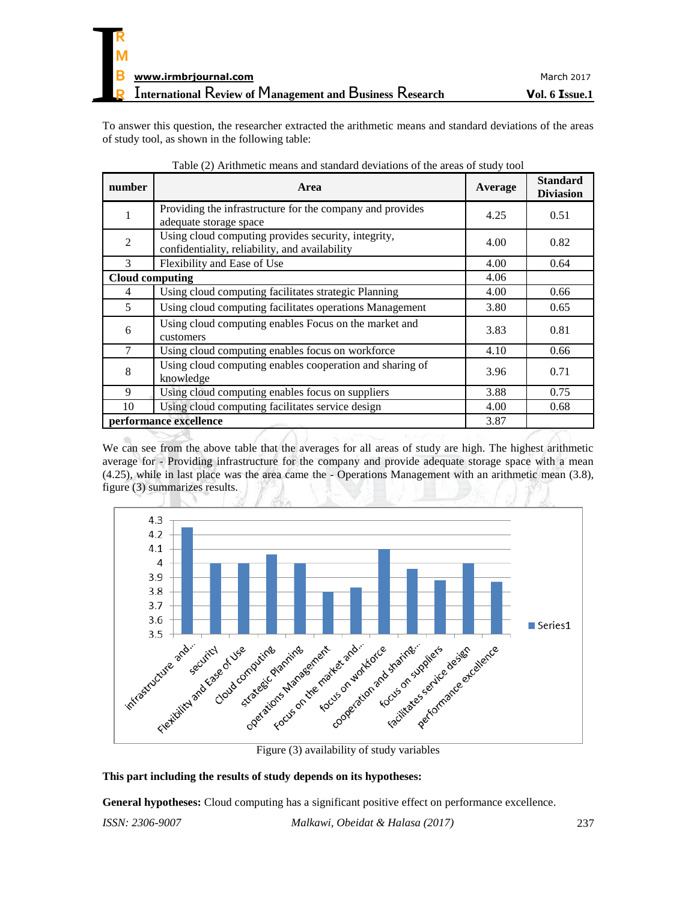To answer this question, the researcher extracted the arithmetic means and standard deviations of the areas of study tool, as shown in the following table:

Table (2) Arithmetic means and standard deviations of the areas of study tool

| number | Area | Average | Standard Diviasion |
|---|---|---|---|
| 1 | Providing the infrastructure for the company and provides adequate storage space | 4.25 | 0.51 |
| 2 | Using cloud computing provides security, integrity, confidentiality, reliability, and availability | 4.00 | 0.82 |
| 3 | Flexibility and Ease of Use | 4.00 | 0.64 |
| **Cloud computing** | | 4.06 | |
| 4 | Using cloud computing facilitates strategic Planning | 4.00 | 0.66 |
| 5 | Using cloud computing facilitates operations Management | 3.80 | 0.65 |
| 6 | Using cloud computing enables Focus on the market and customers | 3.83 | 0.81 |
| 7 | Using cloud computing enables focus on workforce | 4.10 | 0.66 |
| 8 | Using cloud computing enables cooperation and sharing of knowledge | 3.96 | 0.71 |
| 9 | Using cloud computing enables focus on suppliers | 3.88 | 0.75 |
| 10 | Using cloud computing facilitates service design | 4.00 | 0.68 |
| **performance excellence** | | 3.87 | |

We can see from the above table that the averages for all areas of study are high. The highest arithmetic average for - Providing infrastructure for the company and provide adequate storage space with a mean (4.25), while in last place was the area came the - Operations Management with an arithmetic mean (3.8), figure (3) summarizes results.

Figure (3) availability of study variables

**This part including the results of study depends on its hypotheses:**

**General hypotheses:** Cloud computing has a significant positive effect on performance excellence.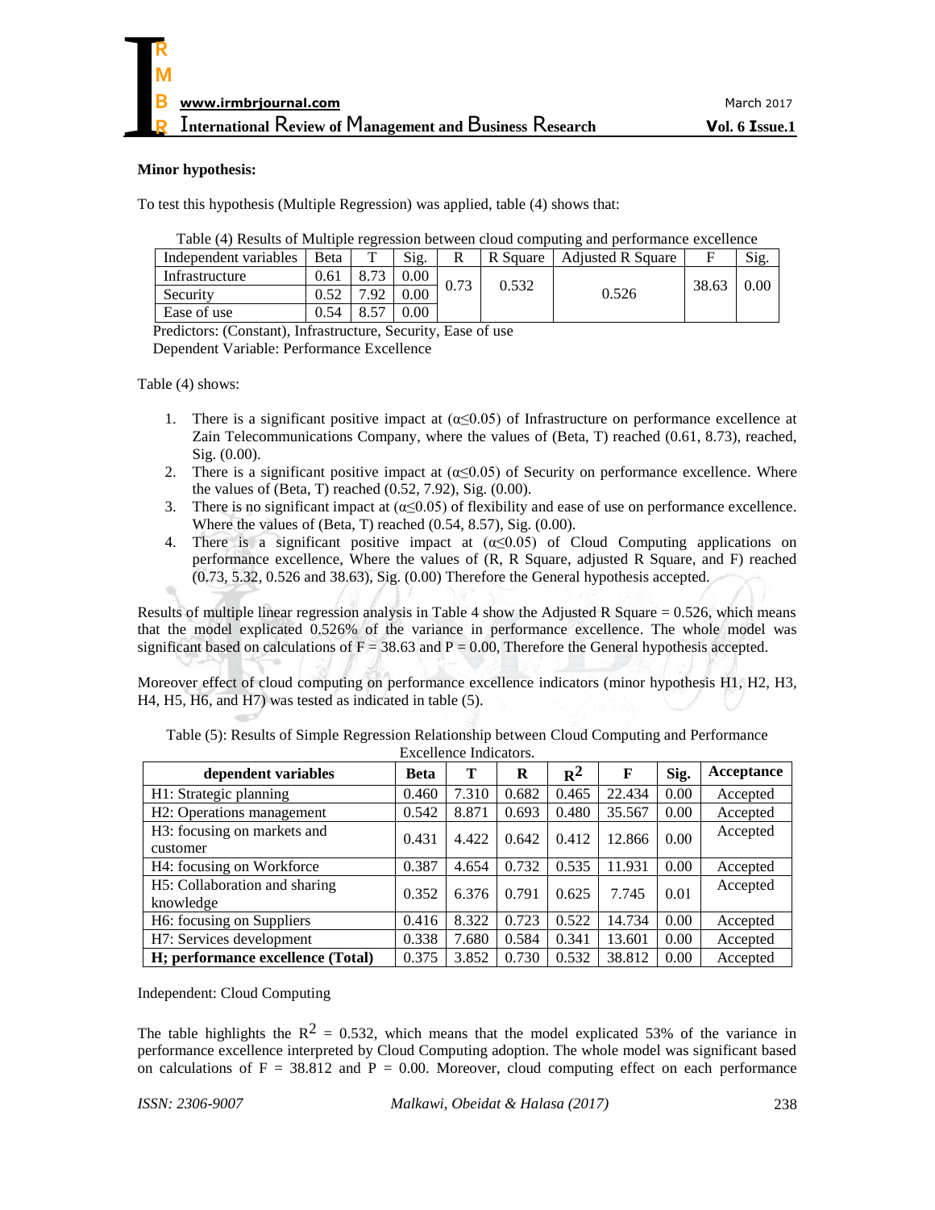**Minor hypothesis:**

To test this hypothesis (Multiple Regression) was applied, table (4) shows that:

Table (4) Results of Multiple regression between cloud computing and performance excellence

| Independent variables | Beta | T | Sig. | R | R Square | Adjusted R Square | F | Sig. |
|---|---|---|---|---|---|---|---|---|
| Infrastructure | 0.61 | 8.73 | 0.00 | 0.73 | 0.532 | 0.526 | 38.63 | 0.00 |
| Security | 0.52 | 7.92 | 0.00 | | | | | |
| Ease of use | 0.54 | 8.57 | 0.00 | | | | | |

Predictors: (Constant), Infrastructure, Security, Ease of use
Dependent Variable: Performance Excellence

Table (4) shows:

1. There is a significant positive impact at ($\alpha \leq 0.05$) of Infrastructure on performance excellence at Zain Telecommunications Company, where the values of (Beta, T) reached (0.61, 8.73), reached, Sig. (0.00).
2. There is a significant positive impact at ($\alpha \leq 0.05$) of Security on performance excellence. Where the values of (Beta, T) reached (0.52, 7.92), Sig. (0.00).
3. There is no significant impact at ($\alpha \leq 0.05$) of flexibility and ease of use on performance excellence. Where the values of (Beta, T) reached (0.54, 8.57), Sig. (0.00).
4. There is a significant positive impact at ($\alpha \leq 0.05$) of Cloud Computing applications on performance excellence, Where the values of (R, R Square, adjusted R Square, and F) reached (0.73, 5.32, 0.526 and 38.63), Sig. (0.00) Therefore the General hypothesis accepted.

Results of multiple linear regression analysis in Table 4 show the Adjusted R Square = 0.526, which means that the model explicated 0.526% of the variance in performance excellence. The whole model was significant based on calculations of F = 38.63 and P = 0.00, Therefore the General hypothesis accepted.

Moreover effect of cloud computing on performance excellence indicators (minor hypothesis H1, H2, H3, H4, H5, H6, and H7) was tested as indicated in table (5).

Table (5): Results of Simple Regression Relationship between Cloud Computing and Performance Excellence Indicators.

| dependent variables | Beta | T | R | $R^2$ | F | Sig. | Acceptance |
|---|---|---|---|---|---|---|---|
| H1: Strategic planning | 0.460 | 7.310 | 0.682 | 0.465 | 22.434 | 0.00 | Accepted |
| H2: Operations management | 0.542 | 8.871 | 0.693 | 0.480 | 35.567 | 0.00 | Accepted |
| H3: focusing on markets and customer | 0.431 | 4.422 | 0.642 | 0.412 | 12.866 | 0.00 | Accepted |
| H4: focusing on Workforce | 0.387 | 4.654 | 0.732 | 0.535 | 11.931 | 0.00 | Accepted |
| H5: Collaboration and sharing knowledge | 0.352 | 6.376 | 0.791 | 0.625 | 7.745 | 0.01 | Accepted |
| H6: focusing on Suppliers | 0.416 | 8.322 | 0.723 | 0.522 | 14.734 | 0.00 | Accepted |
| H7: Services development | 0.338 | 7.680 | 0.584 | 0.341 | 13.601 | 0.00 | Accepted |
| **H; performance excellence (Total)** | 0.375 | 3.852 | 0.730 | 0.532 | 38.812 | 0.00 | Accepted |

Independent: Cloud Computing

The table highlights the $R^2$ = 0.532, which means that the model explicated 53% of the variance in performance excellence interpreted by Cloud Computing adoption. The whole model was significant based on calculations of F = 38.812 and P = 0.00. Moreover, cloud computing effect on each performance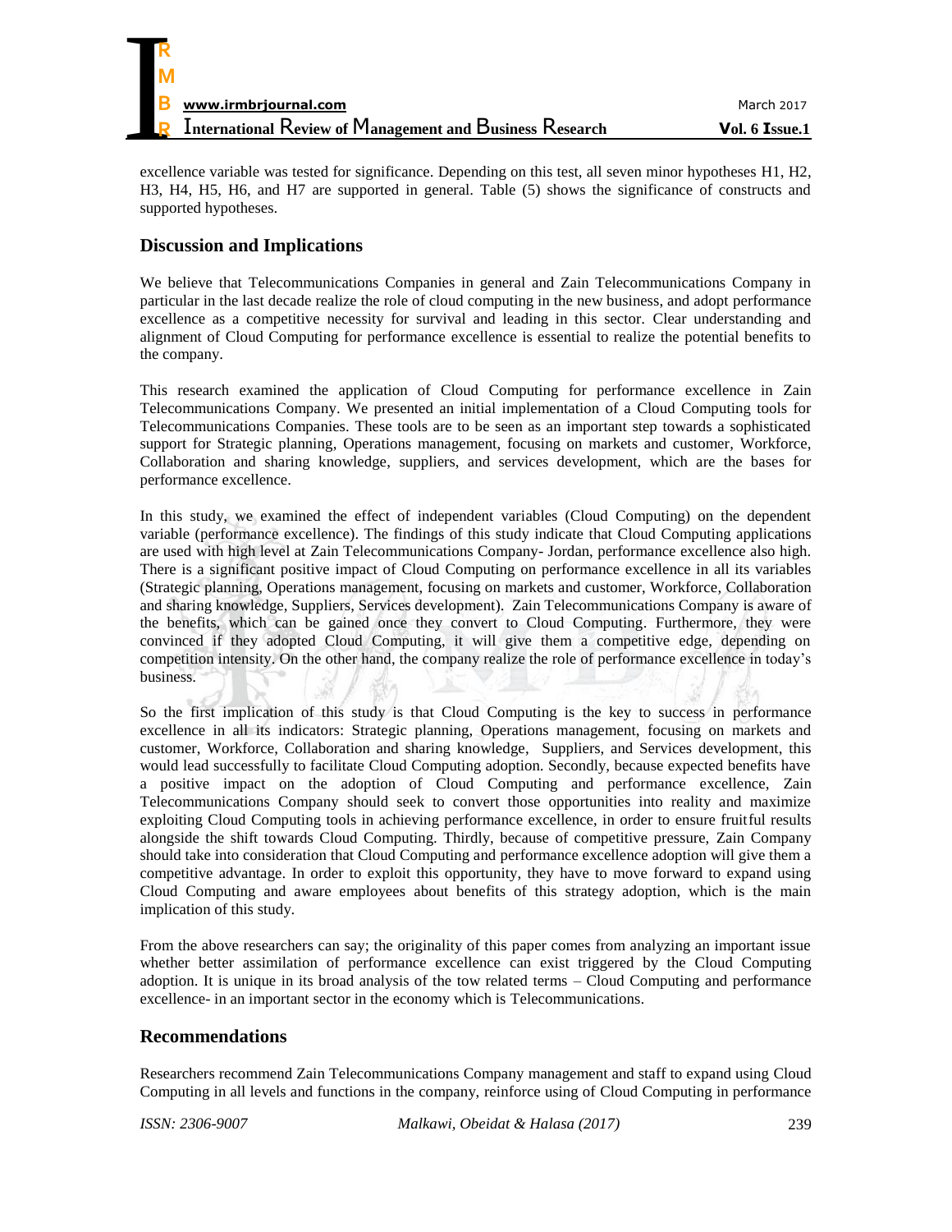excellence variable was tested for significance. Depending on this test, all seven minor hypotheses H1, H2, H3, H4, H5, H6, and H7 are supported in general. Table (5) shows the significance of constructs and supported hypotheses.

## Discussion and Implications

We believe that Telecommunications Companies in general and Zain Telecommunications Company in particular in the last decade realize the role of cloud computing in the new business, and adopt performance excellence as a competitive necessity for survival and leading in this sector. Clear understanding and alignment of Cloud Computing for performance excellence is essential to realize the potential benefits to the company.

This research examined the application of Cloud Computing for performance excellence in Zain Telecommunications Company. We presented an initial implementation of a Cloud Computing tools for Telecommunications Companies. These tools are to be seen as an important step towards a sophisticated support for Strategic planning, Operations management, focusing on markets and customer, Workforce, Collaboration and sharing knowledge, suppliers, and services development, which are the bases for performance excellence.

In this study, we examined the effect of independent variables (Cloud Computing) on the dependent variable (performance excellence). The findings of this study indicate that Cloud Computing applications are used with high level at Zain Telecommunications Company- Jordan, performance excellence also high. There is a significant positive impact of Cloud Computing on performance excellence in all its variables (Strategic planning, Operations management, focusing on markets and customer, Workforce, Collaboration and sharing knowledge, Suppliers, Services development). Zain Telecommunications Company is aware of the benefits, which can be gained once they convert to Cloud Computing. Furthermore, they were convinced if they adopted Cloud Computing, it will give them a competitive edge, depending on competition intensity. On the other hand, the company realize the role of performance excellence in today's business.

So the first implication of this study is that Cloud Computing is the key to success in performance excellence in all its indicators: Strategic planning, Operations management, focusing on markets and customer, Workforce, Collaboration and sharing knowledge, Suppliers, and Services development, this would lead successfully to facilitate Cloud Computing adoption. Secondly, because expected benefits have a positive impact on the adoption of Cloud Computing and performance excellence, Zain Telecommunications Company should seek to convert those opportunities into reality and maximize exploiting Cloud Computing tools in achieving performance excellence, in order to ensure fruitful results alongside the shift towards Cloud Computing. Thirdly, because of competitive pressure, Zain Company should take into consideration that Cloud Computing and performance excellence adoption will give them a competitive advantage. In order to exploit this opportunity, they have to move forward to expand using Cloud Computing and aware employees about benefits of this strategy adoption, which is the main implication of this study.

From the above researchers can say; the originality of this paper comes from analyzing an important issue whether better assimilation of performance excellence can exist triggered by the Cloud Computing adoption. It is unique in its broad analysis of the tow related terms – Cloud Computing and performance excellence- in an important sector in the economy which is Telecommunications.

## Recommendations

Researchers recommend Zain Telecommunications Company management and staff to expand using Cloud Computing in all levels and functions in the company, reinforce using of Cloud Computing in performance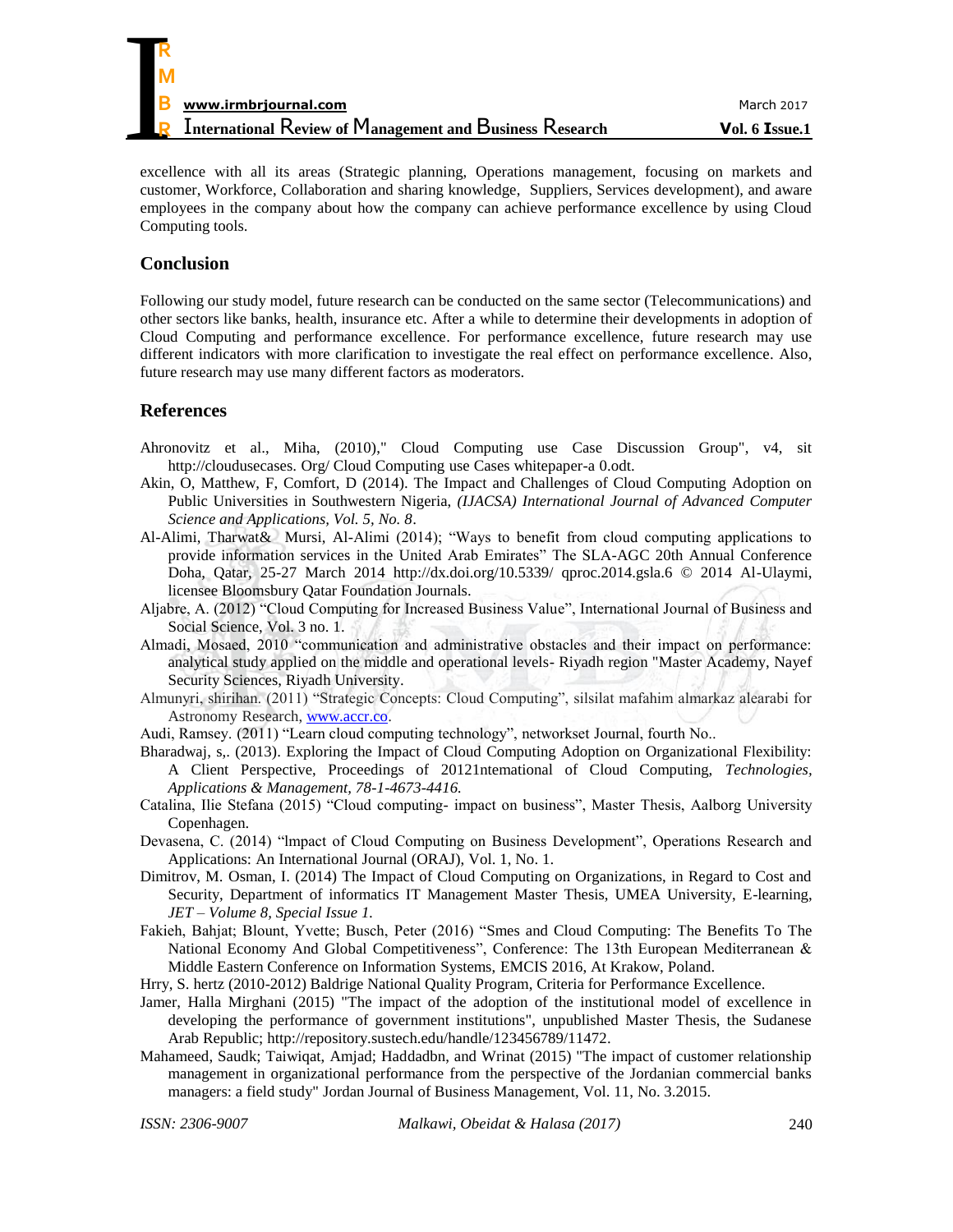excellence with all its areas (Strategic planning, Operations management, focusing on markets and customer, Workforce, Collaboration and sharing knowledge, Suppliers, Services development), and aware employees in the company about how the company can achieve performance excellence by using Cloud Computing tools.

## Conclusion

Following our study model, future research can be conducted on the same sector (Telecommunications) and other sectors like banks, health, insurance etc. After a while to determine their developments in adoption of Cloud Computing and performance excellence. For performance excellence, future research may use different indicators with more clarification to investigate the real effect on performance excellence. Also, future research may use many different factors as moderators.

## References

Ahronovitz et al., Miha, (2010)," Cloud Computing use Case Discussion Group", v4, sit http://cloudusecases. Org/ Cloud Computing use Cases whitepaper-a 0.odt.

Akin, O, Matthew, F, Comfort, D (2014). The Impact and Challenges of Cloud Computing Adoption on Public Universities in Southwestern Nigeria, *(IJACSA) International Journal of Advanced Computer Science and Applications, Vol. 5, No. 8*.

Al-Alimi, Tharwat& Mursi, Al-Alimi (2014); "Ways to benefit from cloud computing applications to provide information services in the United Arab Emirates" The SLA-AGC 20th Annual Conference Doha, Qatar, 25-27 March 2014 http://dx.doi.org/10.5339/ qproc.2014.gsla.6 © 2014 Al-Ulaymi, licensee Bloomsbury Qatar Foundation Journals.

Aljabre, A. (2012) "Cloud Computing for Increased Business Value", International Journal of Business and Social Science, Vol. 3 no. 1.

Almadi, Mosaed, 2010 "communication and administrative obstacles and their impact on performance: analytical study applied on the middle and operational levels- Riyadh region "Master Academy, Nayef Security Sciences, Riyadh University.

Almunyri, shirihan. (2011) "Strategic Concepts: Cloud Computing", silsilat mafahim almarkaz alearabi for Astronomy Research, www.accr.co.

Audi, Ramsey. (2011) "Learn cloud computing technology", networkset Journal, fourth No..

Bharadwaj, s,. (2013). Exploring the Impact of Cloud Computing Adoption on Organizational Flexibility: A Client Perspective, Proceedings of 20121ntemational of Cloud Computing, *Technologies, Applications & Management, 78-1-4673-4416.*

Catalina, Ilie Stefana (2015) "Cloud computing- impact on business", Master Thesis, Aalborg University Copenhagen.

Devasena, C. (2014) "lmpact of Cloud Computing on Business Development", Operations Research and Applications: An International Journal (ORAJ), Vol. 1, No. 1.

Dimitrov, M. Osman, I. (2014) The Impact of Cloud Computing on Organizations, in Regard to Cost and Security, Department of informatics IT Management Master Thesis, UMEA University, E-learning, *JET – Volume 8, Special Issue 1.*

Fakieh, Bahjat; Blount, Yvette; Busch, Peter (2016) "Smes and Cloud Computing: The Benefits To The National Economy And Global Competitiveness", Conference: The 13th European Mediterranean & Middle Eastern Conference on Information Systems, EMCIS 2016, At Krakow, Poland.

Hrry, S. hertz (2010-2012) Baldrige National Quality Program, Criteria for Performance Excellence.

Jamer, Halla Mirghani (2015) "The impact of the adoption of the institutional model of excellence in developing the performance of government institutions", unpublished Master Thesis, the Sudanese Arab Republic; http://repository.sustech.edu/handle/123456789/11472.

Mahameed, Saudk; Taiwiqat, Amjad; Haddadbn, and Wrinat (2015) "The impact of customer relationship management in organizational performance from the perspective of the Jordanian commercial banks managers: a field study" Jordan Journal of Business Management, Vol. 11, No. 3.2015.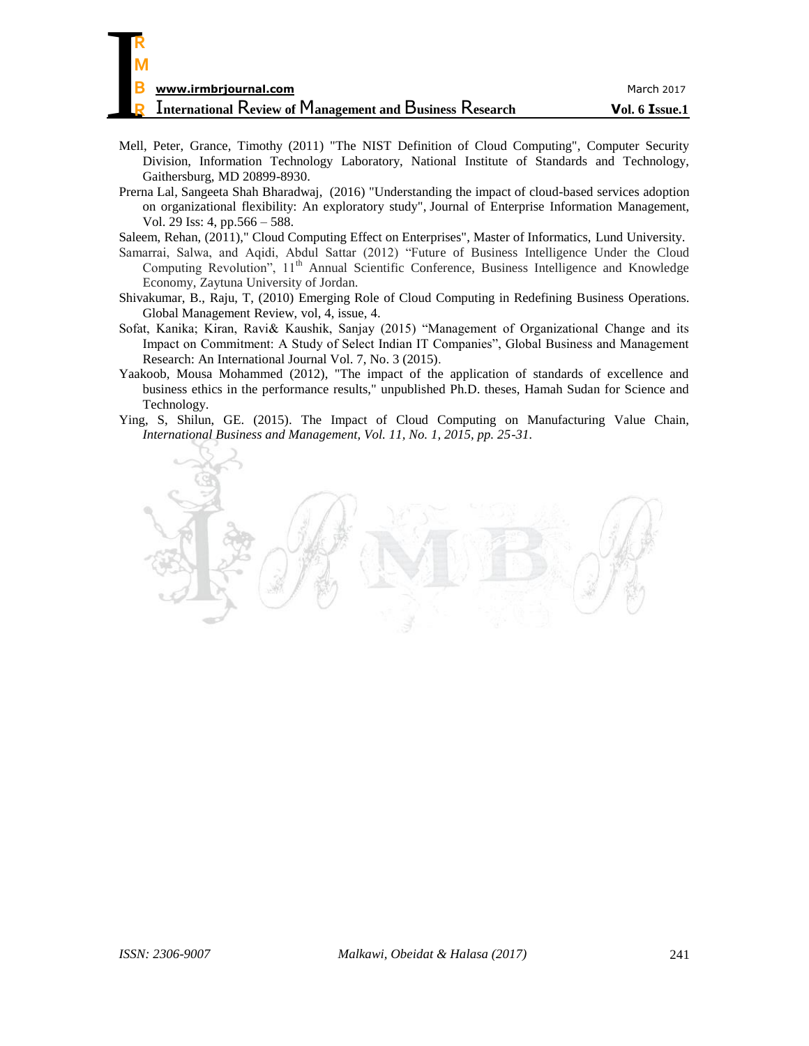Mell, Peter, Grance, Timothy (2011) "The NIST Definition of Cloud Computing", Computer Security Division, Information Technology Laboratory, National Institute of Standards and Technology, Gaithersburg, MD 20899-8930.

Prerna Lal, Sangeeta Shah Bharadwaj, (2016) "Understanding the impact of cloud-based services adoption on organizational flexibility: An exploratory study", Journal of Enterprise Information Management, Vol. 29 Iss: 4, pp.566 – 588.

Saleem, Rehan, (2011)," Cloud Computing Effect on Enterprises", Master of Informatics, Lund University.

Samarrai, Salwa, and Aqidi, Abdul Sattar (2012) "Future of Business Intelligence Under the Cloud Computing Revolution", 11th Annual Scientific Conference, Business Intelligence and Knowledge Economy, Zaytuna University of Jordan.

Shivakumar, B., Raju, T, (2010) Emerging Role of Cloud Computing in Redefining Business Operations. Global Management Review, vol, 4, issue, 4.

Sofat, Kanika; Kiran, Ravi& Kaushik, Sanjay (2015) "Management of Organizational Change and its Impact on Commitment: A Study of Select Indian IT Companies", Global Business and Management Research: An International Journal Vol. 7, No. 3 (2015).

Yaakoob, Mousa Mohammed (2012), "The impact of the application of standards of excellence and business ethics in the performance results," unpublished Ph.D. theses, Hamah Sudan for Science and Technology.

Ying, S, Shilun, GE. (2015). The Impact of Cloud Computing on Manufacturing Value Chain, *International Business and Management, Vol. 11, No. 1, 2015, pp. 25-31*.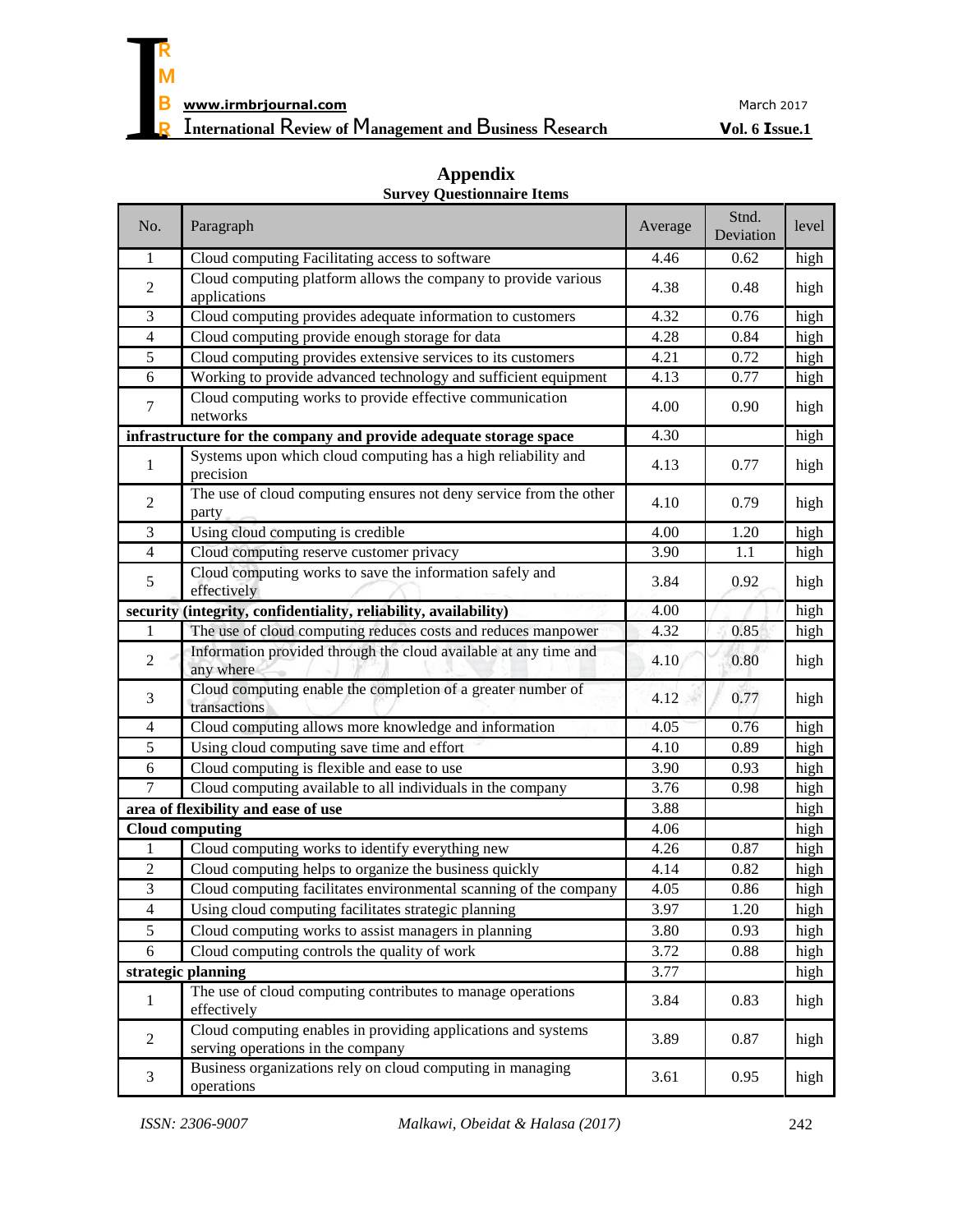## Appendix

### Survey Questionnaire Items

| No. | Paragraph | Average | Stnd. Deviation | level |
|---|---|---|---|---|
| 1 | Cloud computing Facilitating access to software | 4.46 | 0.62 | high |
| 2 | Cloud computing platform allows the company to provide various applications | 4.38 | 0.48 | high |
| 3 | Cloud computing provides adequate information to customers | 4.32 | 0.76 | high |
| 4 | Cloud computing provide enough storage for data | 4.28 | 0.84 | high |
| 5 | Cloud computing provides extensive services to its customers | 4.21 | 0.72 | high |
| 6 | Working to provide advanced technology and sufficient equipment | 4.13 | 0.77 | high |
| 7 | Cloud computing works to provide effective communication networks | 4.00 | 0.90 | high |
| **infrastructure for the company and provide adequate storage space** | | 4.30 | | high |
| 1 | Systems upon which cloud computing has a high reliability and precision | 4.13 | 0.77 | high |
| 2 | The use of cloud computing ensures not deny service from the other party | 4.10 | 0.79 | high |
| 3 | Using cloud computing is credible | 4.00 | 1.20 | high |
| 4 | Cloud computing reserve customer privacy | 3.90 | 1.1 | high |
| 5 | Cloud computing works to save the information safely and effectively | 3.84 | 0.92 | high |
| **security (integrity, confidentiality, reliability, availability)** | | 4.00 | | high |
| 1 | The use of cloud computing reduces costs and reduces manpower | 4.32 | 0.85 | high |
| 2 | Information provided through the cloud available at any time and any where | 4.10 | 0.80 | high |
| 3 | Cloud computing enable the completion of a greater number of transactions | 4.12 | 0.77 | high |
| 4 | Cloud computing allows more knowledge and information | 4.05 | 0.76 | high |
| 5 | Using cloud computing save time and effort | 4.10 | 0.89 | high |
| 6 | Cloud computing is flexible and ease to use | 3.90 | 0.93 | high |
| 7 | Cloud computing available to all individuals in the company | 3.76 | 0.98 | high |
| **area of flexibility and ease of use** | | 3.88 | | high |
| **Cloud computing** | | 4.06 | | high |
| 1 | Cloud computing works to identify everything new | 4.26 | 0.87 | high |
| 2 | Cloud computing helps to organize the business quickly | 4.14 | 0.82 | high |
| 3 | Cloud computing facilitates environmental scanning of the company | 4.05 | 0.86 | high |
| 4 | Using cloud computing facilitates strategic planning | 3.97 | 1.20 | high |
| 5 | Cloud computing works to assist managers in planning | 3.80 | 0.93 | high |
| 6 | Cloud computing controls the quality of work | 3.72 | 0.88 | high |
| **strategic planning** | | 3.77 | | high |
| 1 | The use of cloud computing contributes to manage operations effectively | 3.84 | 0.83 | high |
| 2 | Cloud computing enables in providing applications and systems serving operations in the company | 3.89 | 0.87 | high |
| 3 | Business organizations rely on cloud computing in managing operations | 3.61 | 0.95 | high |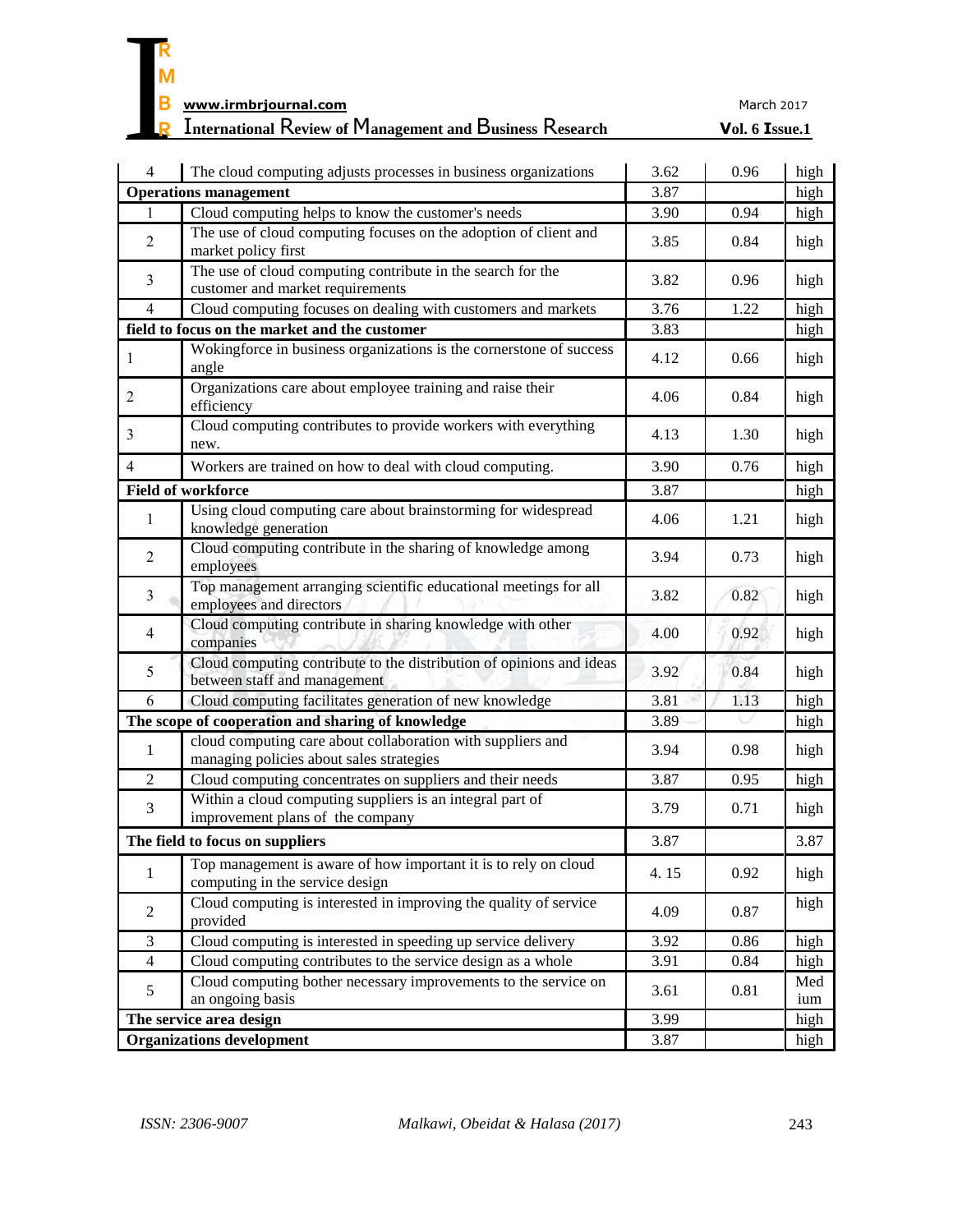| | | | | |
|---|---|---|---|---|
| 4 | The cloud computing adjusts processes in business organizations | 3.62 | 0.96 | high |
| **Operations management** | | 3.87 | | high |
| 1 | Cloud computing helps to know the customer's needs | 3.90 | 0.94 | high |
| 2 | The use of cloud computing focuses on the adoption of client and market policy first | 3.85 | 0.84 | high |
| 3 | The use of cloud computing contribute in the search for the customer and market requirements | 3.82 | 0.96 | high |
| 4 | Cloud computing focuses on dealing with customers and markets | 3.76 | 1.22 | high |
| **field to focus on the market and the customer** | | 3.83 | | high |
| 1 | Wokingforce in business organizations is the cornerstone of success angle | 4.12 | 0.66 | high |
| 2 | Organizations care about employee training and raise their efficiency | 4.06 | 0.84 | high |
| 3 | Cloud computing contributes to provide workers with everything new. | 4.13 | 1.30 | high |
| 4 | Workers are trained on how to deal with cloud computing. | 3.90 | 0.76 | high |
| **Field of workforce** | | 3.87 | | high |
| 1 | Using cloud computing care about brainstorming for widespread knowledge generation | 4.06 | 1.21 | high |
| 2 | Cloud computing contribute in the sharing of knowledge among employees | 3.94 | 0.73 | high |
| 3 | Top management arranging scientific educational meetings for all employees and directors | 3.82 | 0.82 | high |
| 4 | Cloud computing contribute in sharing knowledge with other companies | 4.00 | 0.92 | high |
| 5 | Cloud computing contribute to the distribution of opinions and ideas between staff and management | 3.92 | 0.84 | high |
| 6 | Cloud computing facilitates generation of new knowledge | 3.81 | 1.13 | high |
| **The scope of cooperation and sharing of knowledge** | | 3.89 | | high |
| 1 | cloud computing care about collaboration with suppliers and managing policies about sales strategies | 3.94 | 0.98 | high |
| 2 | Cloud computing concentrates on suppliers and their needs | 3.87 | 0.95 | high |
| 3 | Within a cloud computing suppliers is an integral part of improvement plans of the company | 3.79 | 0.71 | high |
| **The field to focus on suppliers** | | 3.87 | | 3.87 |
| 1 | Top management is aware of how important it is to rely on cloud computing in the service design | 4. 15 | 0.92 | high |
| 2 | Cloud computing is interested in improving the quality of service provided | 4.09 | 0.87 | high |
| 3 | Cloud computing is interested in speeding up service delivery | 3.92 | 0.86 | high |
| 4 | Cloud computing contributes to the service design as a whole | 3.91 | 0.84 | high |
| 5 | Cloud computing bother necessary improvements to the service on an ongoing basis | 3.61 | 0.81 | Medium |
| **The service area design** | | 3.99 | | high |
| **Organizations development** | | 3.87 | | high |